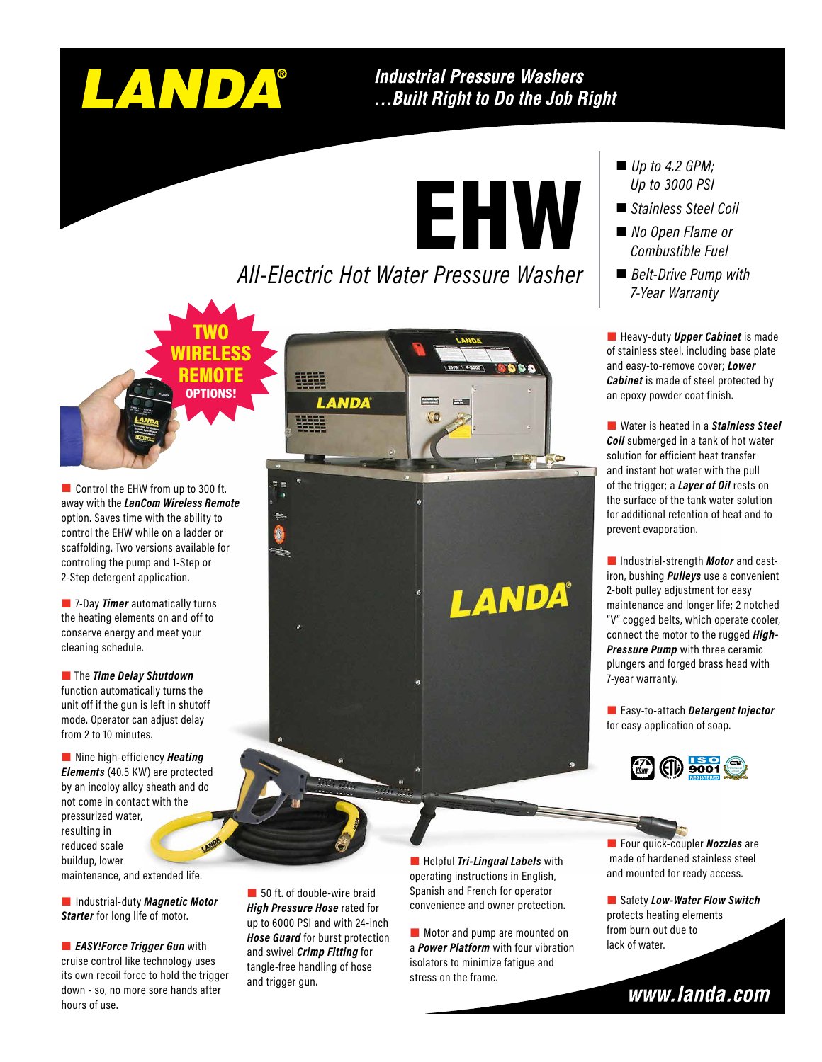# LANDA®

*Industrial Pressure Washers*
*...Built Right to Do the Job Right*

# EHW

## *All-Electric Hot Water Pressure Washer*

- *Up to 4.2 GPM; Up to 3000 PSI*
- *Stainless Steel Coil*
- *No Open Flame or Combustible Fuel*
- *Belt-Drive Pump with 7-Year Warranty*

**TWO WIRELESS REMOTE OPTIONS!**

- Control the EHW from up to 300 ft. away with the ***LanCom Wireless Remote*** option. Saves time with the ability to control the EHW while on a ladder or scaffolding. Two versions available for controling the pump and 1-Step or 2-Step detergent application.

- 7-Day ***Timer*** automatically turns the heating elements on and off to conserve energy and meet your cleaning schedule.

- The ***Time Delay Shutdown*** function automatically turns the unit off if the gun is left in shutoff mode. Operator can adjust delay from 2 to 10 minutes.

- Nine high-efficiency ***Heating Elements*** (40.5 KW) are protected by an incoloy alloy sheath and do not come in contact with the pressurized water, resulting in reduced scale buildup, lower maintenance, and extended life.

- Industrial-duty ***Magnetic Motor Starter*** for long life of motor.

- ***EASY!Force Trigger Gun*** with cruise control like technology uses its own recoil force to hold the trigger down - so, no more sore hands after hours of use.

- 50 ft. of double-wire braid ***High Pressure Hose*** rated for up to 6000 PSI and with 24-inch ***Hose Guard*** for burst protection and swivel ***Crimp Fitting*** for tangle-free handling of hose and trigger gun.

- Helpful ***Tri-Lingual Labels*** with operating instructions in English, Spanish and French for operator convenience and owner protection.

- Motor and pump are mounted on a ***Power Platform*** with four vibration isolators to minimize fatigue and stress on the frame.

- Heavy-duty ***Upper Cabinet*** is made of stainless steel, including base plate and easy-to-remove cover; ***Lower Cabinet*** is made of steel protected by an epoxy powder coat finish.

- Water is heated in a ***Stainless Steel Coil*** submerged in a tank of hot water solution for efficient heat transfer and instant hot water with the pull of the trigger; a ***Layer of Oil*** rests on the surface of the tank water solution for additional retention of heat and to prevent evaporation.

- Industrial-strength ***Motor*** and cast-iron, bushing ***Pulleys*** use a convenient 2-bolt pulley adjustment for easy maintenance and longer life; 2 notched "V" cogged belts, which operate cooler, connect the motor to the rugged ***High-Pressure Pump*** with three ceramic plungers and forged brass head with 7-year warranty.

- Easy-to-attach ***Detergent Injector*** for easy application of soap.

- Four quick-coupler ***Nozzles*** are made of hardened stainless steel and mounted for ready access.

- Safety ***Low-Water Flow Switch*** protects heating elements from burn out due to lack of water.

**www.landa.com**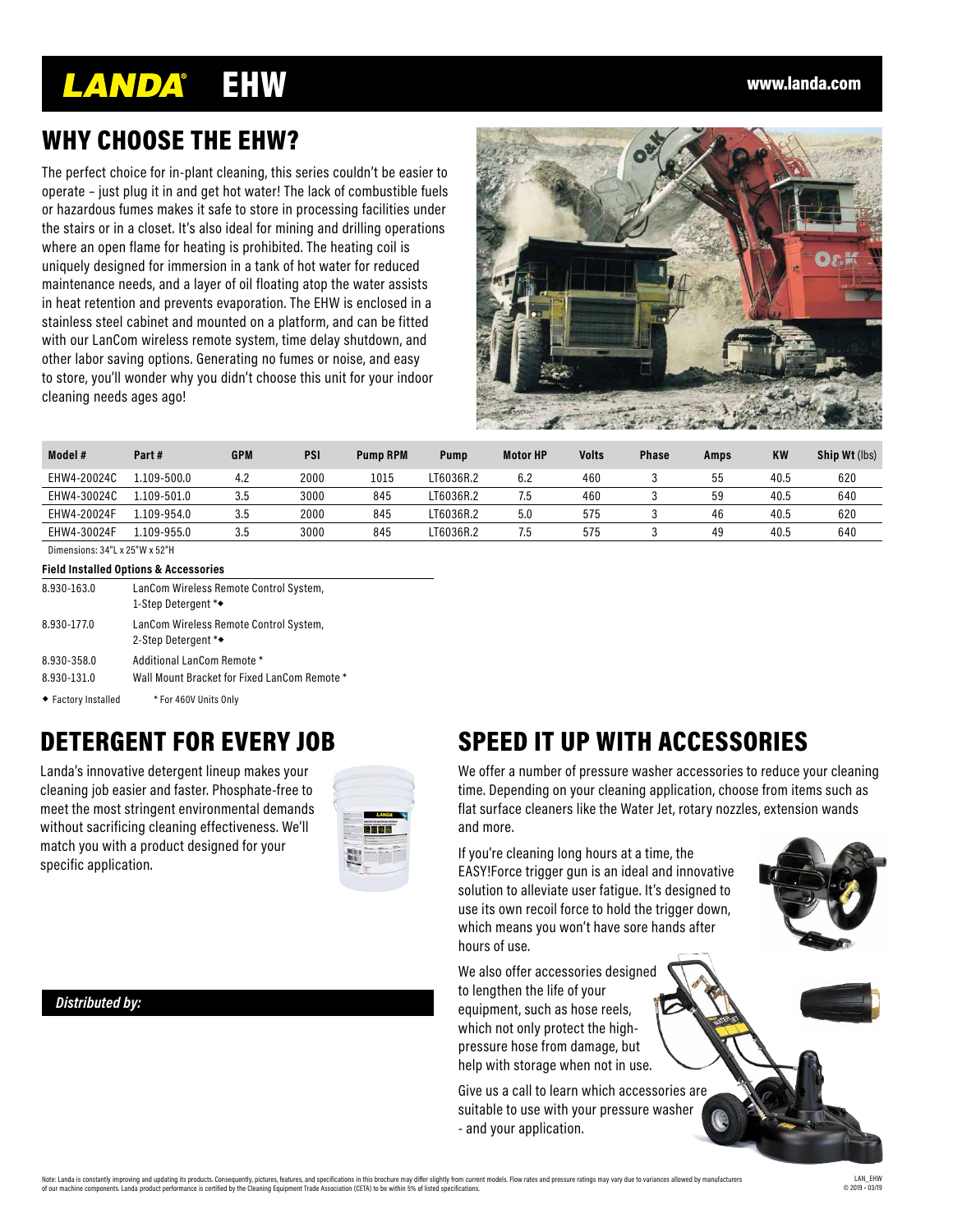# LANDA® EHW

www.landa.com

## WHY CHOOSE THE EHW?

The perfect choice for in-plant cleaning, this series couldn't be easier to operate – just plug it in and get hot water! The lack of combustible fuels or hazardous fumes makes it safe to store in processing facilities under the stairs or in a closet. It's also ideal for mining and drilling operations where an open flame for heating is prohibited. The heating coil is uniquely designed for immersion in a tank of hot water for reduced maintenance needs, and a layer of oil floating atop the water assists in heat retention and prevents evaporation. The EHW is enclosed in a stainless steel cabinet and mounted on a platform, and can be fitted with our LanCom wireless remote system, time delay shutdown, and other labor saving options. Generating no fumes or noise, and easy to store, you'll wonder why you didn't choose this unit for your indoor cleaning needs ages ago!

| Model # | Part # | GPM | PSI | Pump RPM | Pump | Motor HP | Volts | Phase | Amps | KW | Ship Wt (lbs) |
|---|---|---|---|---|---|---|---|---|---|---|---|
| EHW4-20024C | 1.109-500.0 | 4.2 | 2000 | 1015 | LT6036R.2 | 6.2 | 460 | 3 | 55 | 40.5 | 620 |
| EHW4-30024C | 1.109-501.0 | 3.5 | 3000 | 845 | LT6036R.2 | 7.5 | 460 | 3 | 59 | 40.5 | 640 |
| EHW4-20024F | 1.109-954.0 | 3.5 | 2000 | 845 | LT6036R.2 | 5.0 | 575 | 3 | 46 | 40.5 | 620 |
| EHW4-30024F | 1.109-955.0 | 3.5 | 3000 | 845 | LT6036R.2 | 7.5 | 575 | 3 | 49 | 40.5 | 640 |

Dimensions: 34"L x 25"W x 52"H

**Field Installed Options & Accessories**

| | |
|---|---|
| 8.930-163.0 | LanCom Wireless Remote Control System, 1-Step Detergent *◆ |
| 8.930-177.0 | LanCom Wireless Remote Control System, 2-Step Detergent *◆ |
| 8.930-358.0 | Additional LanCom Remote * |
| 8.930-131.0 | Wall Mount Bracket for Fixed LanCom Remote * |

◆ Factory Installed   * For 460V Units Only

## DETERGENT FOR EVERY JOB

Landa's innovative detergent lineup makes your cleaning job easier and faster. Phosphate-free to meet the most stringent environmental demands without sacrificing cleaning effectiveness. We'll match you with a product designed for your specific application.

***Distributed by:***

## SPEED IT UP WITH ACCESSORIES

We offer a number of pressure washer accessories to reduce your cleaning time. Depending on your cleaning application, choose from items such as flat surface cleaners like the Water Jet, rotary nozzles, extension wands and more.

If you're cleaning long hours at a time, the EASY!Force trigger gun is an ideal and innovative solution to alleviate user fatigue. It's designed to use its own recoil force to hold the trigger down, which means you won't have sore hands after hours of use.

We also offer accessories designed to lengthen the life of your equipment, such as hose reels, which not only protect the high-pressure hose from damage, but help with storage when not in use.

Give us a call to learn which accessories are suitable to use with your pressure washer - and your application.

Note: Landa is constantly improving and updating its products. Consequently, pictures, features, and specifications in this brochure may differ slightly from current models. Flow rates and pressure ratings may vary due to variances allowed by manufacturers of our machine components. Landa product performance is certified by the Cleaning Equipment Trade Association (CETA) to be within 5% of listed specifications.

LAN_EHW
© 2019 - 03/19